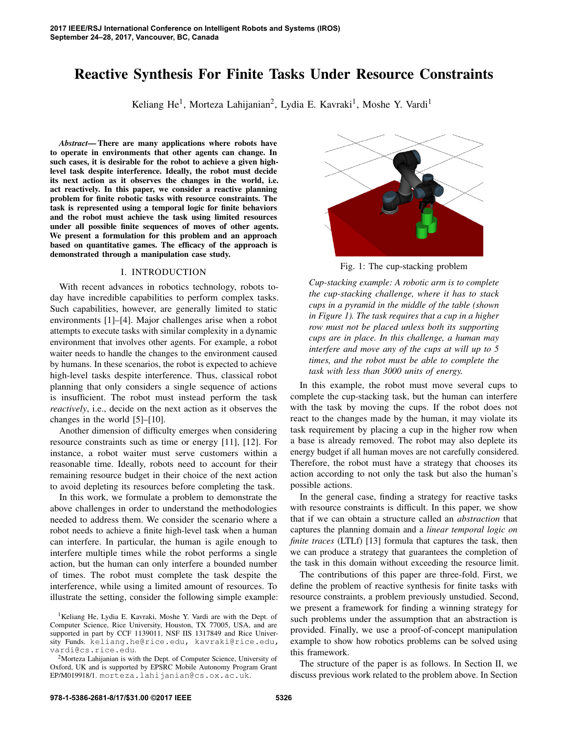# Reactive Synthesis For Finite Tasks Under Resource Constraints

Keliang He[1], Morteza Lahijanian[2], Lydia E. Kavraki[1], Moshe Y. Vardi[1]

***Abstract*— There are many applications where robots have to operate in environments that other agents can change. In such cases, it is desirable for the robot to achieve a given high-level task despite interference. Ideally, the robot must decide its next action as it observes the changes in the world, i.e. act reactively. In this paper, we consider a reactive planning problem for finite robotic tasks with resource constraints. The task is represented using a temporal logic for finite behaviors and the robot must achieve the task using limited resources under all possible finite sequences of moves of other agents. We present a formulation for this problem and an approach based on quantitative games. The efficacy of the approach is demonstrated through a manipulation case study.**

## I. INTRODUCTION

With recent advances in robotics technology, robots today have incredible capabilities to perform complex tasks. Such capabilities, however, are generally limited to static environments [1]–[4]. Major challenges arise when a robot attempts to execute tasks with similar complexity in a dynamic environment that involves other agents. For example, a robot waiter needs to handle the changes to the environment caused by humans. In these scenarios, the robot is expected to achieve high-level tasks despite interference. Thus, classical robot planning that only considers a single sequence of actions is insufficient. The robot must instead perform the task *reactively*, i.e., decide on the next action as it observes the changes in the world [5]–[10].

Another dimension of difficulty emerges when considering resource constraints such as time or energy [11], [12]. For instance, a robot waiter must serve customers within a reasonable time. Ideally, robots need to account for their remaining resource budget in their choice of the next action to avoid depleting its resources before completing the task.

In this work, we formulate a problem to demonstrate the above challenges in order to understand the methodologies needed to address them. We consider the scenario where a robot needs to achieve a finite high-level task when a human can interfere. In particular, the human is agile enough to interfere multiple times while the robot performs a single action, but the human can only interfere a bounded number of times. The robot must complete the task despite the interference, while using a limited amount of resources. To illustrate the setting, consider the following simple example:

Fig. 1: The cup-stacking problem

*Cup-stacking example: A robotic arm is to complete the cup-stacking challenge, where it has to stack cups in a pyramid in the middle of the table (shown in Figure 1). The task requires that a cup in a higher row must not be placed unless both its supporting cups are in place. In this challenge, a human may interfere and move any of the cups at will up to 5 times, and the robot must be able to complete the task with less than 3000 units of energy.*

In this example, the robot must move several cups to complete the cup-stacking task, but the human can interfere with the task by moving the cups. If the robot does not react to the changes made by the human, it may violate its task requirement by placing a cup in the higher row when a base is already removed. The robot may also deplete its energy budget if all human moves are not carefully considered. Therefore, the robot must have a strategy that chooses its action according to not only the task but also the human's possible actions.

In the general case, finding a strategy for reactive tasks with resource constraints is difficult. In this paper, we show that if we can obtain a structure called an *abstraction* that captures the planning domain and a *linear temporal logic on finite traces* (LTLf) [13] formula that captures the task, then we can produce a strategy that guarantees the completion of the task in this domain without exceeding the resource limit.

The contributions of this paper are three-fold. First, we define the problem of reactive synthesis for finite tasks with resource constraints, a problem previously unstudied. Second, we present a framework for finding a winning strategy for such problems under the assumption that an abstraction is provided. Finally, we use a proof-of-concept manipulation example to show how robotics problems can be solved using this framework.

The structure of the paper is as follows. In Section II, we discuss previous work related to the problem above. In Section

[1]Keliang He, Lydia E. Kavraki, Moshe Y. Vardi are with the Dept. of Computer Science, Rice University, Houston, TX 77005, USA, and are supported in part by CCF 1139011, NSF IIS 1317849 and Rice University Funds. keliang.he@rice.edu, kavraki@rice.edu, vardi@cs.rice.edu.

[2]Morteza Lahijanian is with the Dept. of Computer Science, University of Oxford, UK and is supported by EPSRC Mobile Autonomy Program Grant EP/M019918/1. morteza.lahijanian@cs.ox.ac.uk.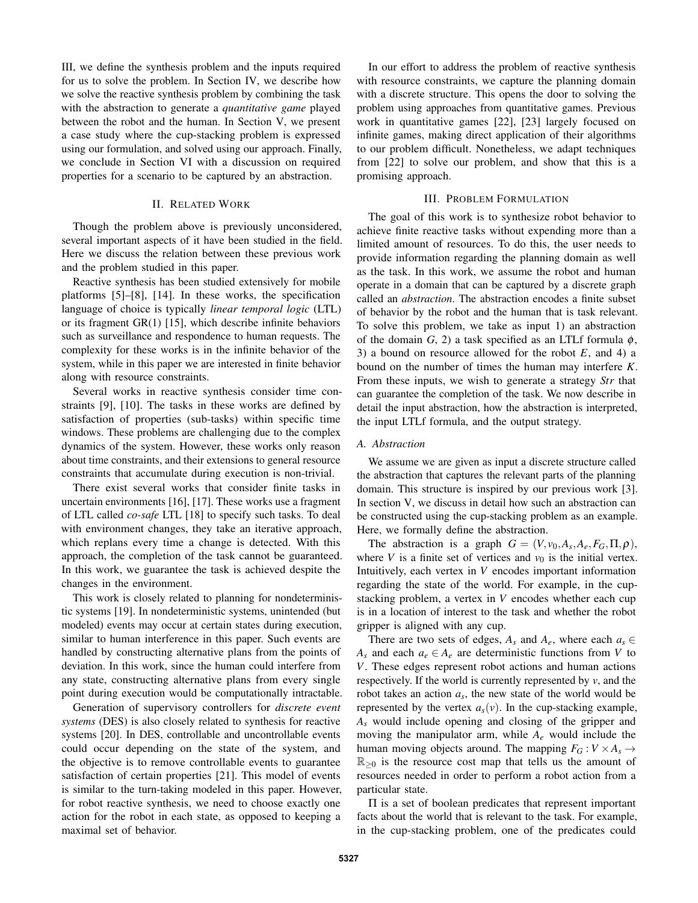III, we define the synthesis problem and the inputs required for us to solve the problem. In Section IV, we describe how we solve the reactive synthesis problem by combining the task with the abstraction to generate a *quantitative game* played between the robot and the human. In Section V, we present a case study where the cup-stacking problem is expressed using our formulation, and solved using our approach. Finally, we conclude in Section VI with a discussion on required properties for a scenario to be captured by an abstraction.

## II. Related Work

Though the problem above is previously unconsidered, several important aspects of it have been studied in the field. Here we discuss the relation between these previous work and the problem studied in this paper.

Reactive synthesis has been studied extensively for mobile platforms [5]–[8], [14]. In these works, the specification language of choice is typically *linear temporal logic* (LTL) or its fragment GR(1) [15], which describe infinite behaviors such as surveillance and respondence to human requests. The complexity for these works is in the infinite behavior of the system, while in this paper we are interested in finite behavior along with resource constraints.

Several works in reactive synthesis consider time constraints [9], [10]. The tasks in these works are defined by satisfaction of properties (sub-tasks) within specific time windows. These problems are challenging due to the complex dynamics of the system. However, these works only reason about time constraints, and their extensions to general resource constraints that accumulate during execution is non-trivial.

There exist several works that consider finite tasks in uncertain environments [16], [17]. These works use a fragment of LTL called *co-safe* LTL [18] to specify such tasks. To deal with environment changes, they take an iterative approach, which replans every time a change is detected. With this approach, the completion of the task cannot be guaranteed. In this work, we guarantee the task is achieved despite the changes in the environment.

This work is closely related to planning for nondeterministic systems [19]. In nondeterministic systems, unintended (but modeled) events may occur at certain states during execution, similar to human interference in this paper. Such events are handled by constructing alternative plans from the points of deviation. In this work, since the human could interfere from any state, constructing alternative plans from every single point during execution would be computationally intractable.

Generation of supervisory controllers for *discrete event systems* (DES) is also closely related to synthesis for reactive systems [20]. In DES, controllable and uncontrollable events could occur depending on the state of the system, and the objective is to remove controllable events to guarantee satisfaction of certain properties [21]. This model of events is similar to the turn-taking modeled in this paper. However, for robot reactive synthesis, we need to choose exactly one action for the robot in each state, as opposed to keeping a maximal set of behavior.

In our effort to address the problem of reactive synthesis with resource constraints, we capture the planning domain with a discrete structure. This opens the door to solving the problem using approaches from quantitative games. Previous work in quantitative games [22], [23] largely focused on infinite games, making direct application of their algorithms to our problem difficult. Nonetheless, we adapt techniques from [22] to solve our problem, and show that this is a promising approach.

## III. Problem Formulation

The goal of this work is to synthesize robot behavior to achieve finite reactive tasks without expending more than a limited amount of resources. To do this, the user needs to provide information regarding the planning domain as well as the task. In this work, we assume the robot and human operate in a domain that can be captured by a discrete graph called an *abstraction*. The abstraction encodes a finite subset of behavior by the robot and the human that is task relevant. To solve this problem, we take as input 1) an abstraction of the domain $G$, 2) a task specified as an LTLf formula $\phi$, 3) a bound on resource allowed for the robot $E$, and 4) a bound on the number of times the human may interfere $K$. From these inputs, we wish to generate a strategy $Str$ that can guarantee the completion of the task. We now describe in detail the input abstraction, how the abstraction is interpreted, the input LTLf formula, and the output strategy.

### A. Abstraction

We assume we are given as input a discrete structure called the abstraction that captures the relevant parts of the planning domain. This structure is inspired by our previous work [3]. In section V, we discuss in detail how such an abstraction can be constructed using the cup-stacking problem as an example. Here, we formally define the abstraction.

The abstraction is a graph $G = (V, v_0, A_s, A_e, F_G, \Pi, \rho)$, where $V$ is a finite set of vertices and $v_0$ is the initial vertex. Intuitively, each vertex in $V$ encodes important information regarding the state of the world. For example, in the cup-stacking problem, a vertex in $V$ encodes whether each cup is in a location of interest to the task and whether the robot gripper is aligned with any cup.

There are two sets of edges, $A_s$ and $A_e$, where each $a_s \in A_s$ and each $a_e \in A_e$ are deterministic functions from $V$ to $V$. These edges represent robot actions and human actions respectively. If the world is currently represented by $v$, and the robot takes an action $a_s$, the new state of the world would be represented by the vertex $a_s(v)$. In the cup-stacking example, $A_s$ would include opening and closing of the gripper and moving the manipulator arm, while $A_e$ would include the human moving objects around. The mapping $F_G : V \times A_s \to \mathbb{R}_{\geq 0}$ is the resource cost map that tells us the amount of resources needed in order to perform a robot action from a particular state.

$\Pi$ is a set of boolean predicates that represent important facts about the world that is relevant to the task. For example, in the cup-stacking problem, one of the predicates could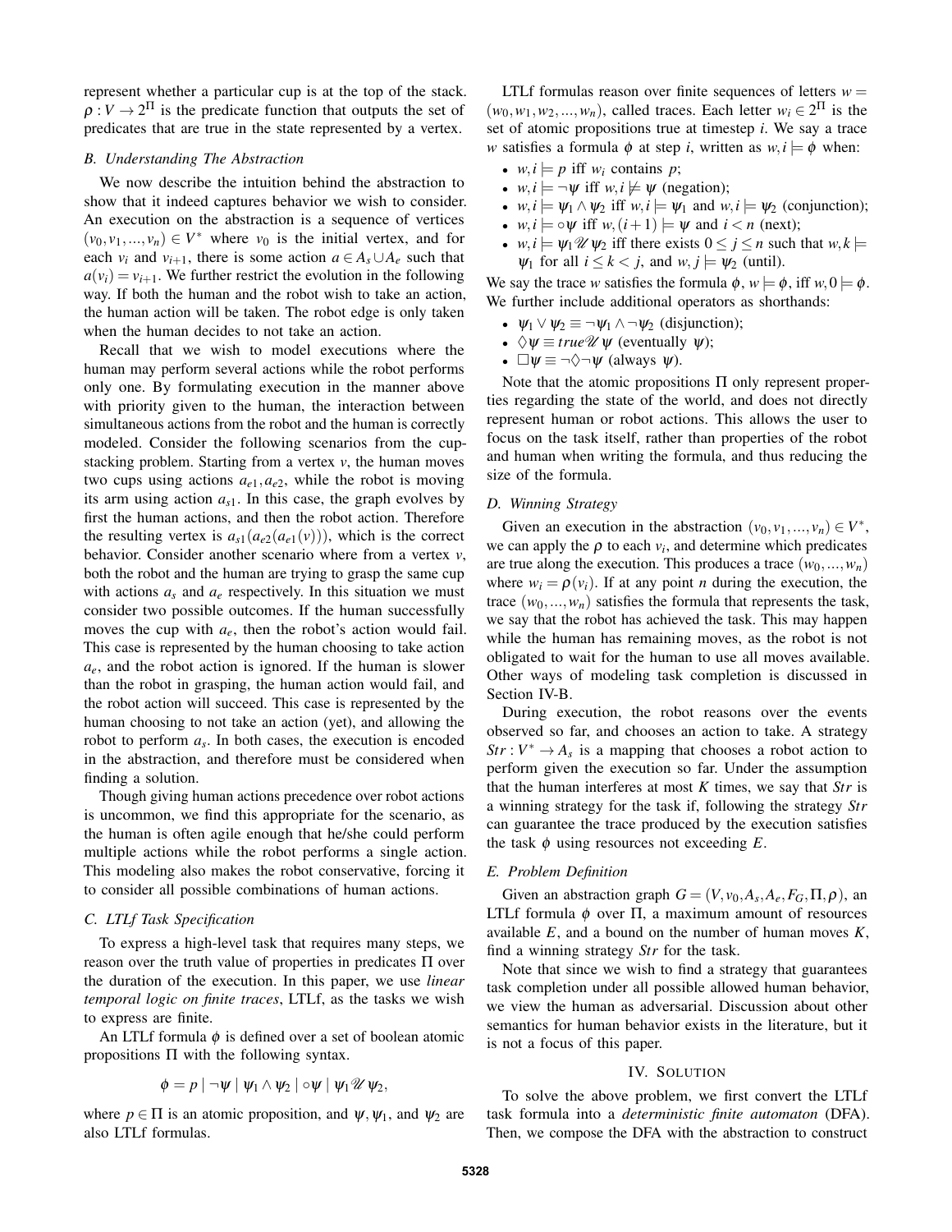represent whether a particular cup is at the top of the stack. $\rho : V \rightarrow 2^{\Pi}$ is the predicate function that outputs the set of predicates that are true in the state represented by a vertex.

### B. Understanding The Abstraction

We now describe the intuition behind the abstraction to show that it indeed captures behavior we wish to consider. An execution on the abstraction is a sequence of vertices $(v_0, v_1, ..., v_n) \in V^*$ where $v_0$ is the initial vertex, and for each $v_i$ and $v_{i+1}$, there is some action $a \in A_s \cup A_e$ such that $a(v_i) = v_{i+1}$. We further restrict the evolution in the following way. If both the human and the robot wish to take an action, the human action will be taken. The robot edge is only taken when the human decides to not take an action.

Recall that we wish to model executions where the human may perform several actions while the robot performs only one. By formulating execution in the manner above with priority given to the human, the interaction between simultaneous actions from the robot and the human is correctly modeled. Consider the following scenarios from the cup-stacking problem. Starting from a vertex $v$, the human moves two cups using actions $a_{e1}, a_{e2}$, while the robot is moving its arm using action $a_{s1}$. In this case, the graph evolves by first the human actions, and then the robot action. Therefore the resulting vertex is $a_{s1}(a_{e2}(a_{e1}(v)))$, which is the correct behavior. Consider another scenario where from a vertex $v$, both the robot and the human are trying to grasp the same cup with actions $a_s$ and $a_e$ respectively. In this situation we must consider two possible outcomes. If the human successfully moves the cup with $a_e$, then the robot's action would fail. This case is represented by the human choosing to take action $a_e$, and the robot action is ignored. If the human is slower than the robot in grasping, the human action would fail, and the robot action will succeed. This case is represented by the human choosing to not take an action (yet), and allowing the robot to perform $a_s$. In both cases, the execution is encoded in the abstraction, and therefore must be considered when finding a solution.

Though giving human actions precedence over robot actions is uncommon, we find this appropriate for the scenario, as the human is often agile enough that he/she could perform multiple actions while the robot performs a single action. This modeling also makes the robot conservative, forcing it to consider all possible combinations of human actions.

### C. LTLf Task Specification

To express a high-level task that requires many steps, we reason over the truth value of properties in predicates $\Pi$ over the duration of the execution. In this paper, we use *linear temporal logic on finite traces*, LTLf, as the tasks we wish to express are finite.

An LTLf formula $\phi$ is defined over a set of boolean atomic propositions $\Pi$ with the following syntax.

$$\phi = p \mid \neg\psi \mid \psi_1 \wedge \psi_2 \mid \circ\psi \mid \psi_1 \mathcal{U} \psi_2,$$

where $p \in \Pi$ is an atomic proposition, and $\psi, \psi_1$, and $\psi_2$ are also LTLf formulas.

LTLf formulas reason over finite sequences of letters $w = (w_0, w_1, w_2, ..., w_n)$, called traces. Each letter $w_i \in 2^{\Pi}$ is the set of atomic propositions true at timestep $i$. We say a trace $w$ satisfies a formula $\phi$ at step $i$, written as $w, i \models \phi$ when:

- $w, i \models p$ iff $w_i$ contains $p$;
- $w, i \models \neg\psi$ iff $w, i \not\models \psi$ (negation);
- $w, i \models \psi_1 \wedge \psi_2$ iff $w, i \models \psi_1$ and $w, i \models \psi_2$ (conjunction);
- $w, i \models \circ\psi$ iff $w, (i+1) \models \psi$ and $i < n$ (next);
- $w, i \models \psi_1 \mathcal{U} \psi_2$ iff there exists $0 \leq j \leq n$ such that $w, k \models \psi_1$ for all $i \leq k < j$, and $w, j \models \psi_2$ (until).

We say the trace $w$ satisfies the formula $\phi$, $w \models \phi$, iff $w, 0 \models \phi$. We further include additional operators as shorthands:

- $\psi_1 \vee \psi_2 \equiv \neg\psi_1 \wedge \neg\psi_2$ (disjunction);
- $\Diamond\psi \equiv true \mathcal{U} \psi$ (eventually $\psi$);
- $\Box\psi \equiv \neg\Diamond\neg\psi$ (always $\psi$).

Note that the atomic propositions $\Pi$ only represent properties regarding the state of the world, and does not directly represent human or robot actions. This allows the user to focus on the task itself, rather than properties of the robot and human when writing the formula, and thus reducing the size of the formula.

### D. Winning Strategy

Given an execution in the abstraction $(v_0, v_1, ..., v_n) \in V^*$, we can apply the $\rho$ to each $v_i$, and determine which predicates are true along the execution. This produces a trace $(w_0, ..., w_n)$ where $w_i = \rho(v_i)$. If at any point $n$ during the execution, the trace $(w_0, ..., w_n)$ satisfies the formula that represents the task, we say that the robot has achieved the task. This may happen while the human has remaining moves, as the robot is not obligated to wait for the human to use all moves available. Other ways of modeling task completion is discussed in Section IV-B.

During execution, the robot reasons over the events observed so far, and chooses an action to take. A strategy $Str : V^* \rightarrow A_s$ is a mapping that chooses a robot action to perform given the execution so far. Under the assumption that the human interferes at most $K$ times, we say that $Str$ is a winning strategy for the task if, following the strategy $Str$ can guarantee the trace produced by the execution satisfies the task $\phi$ using resources not exceeding $E$.

### E. Problem Definition

Given an abstraction graph $G = (V, v_0, A_s, A_e, F_G, \Pi, \rho)$, an LTLf formula $\phi$ over $\Pi$, a maximum amount of resources available $E$, and a bound on the number of human moves $K$, find a winning strategy $Str$ for the task.

Note that since we wish to find a strategy that guarantees task completion under all possible allowed human behavior, we view the human as adversarial. Discussion about other semantics for human behavior exists in the literature, but it is not a focus of this paper.

## IV. Solution

To solve the above problem, we first convert the LTLf task formula into a *deterministic finite automaton* (DFA). Then, we compose the DFA with the abstraction to construct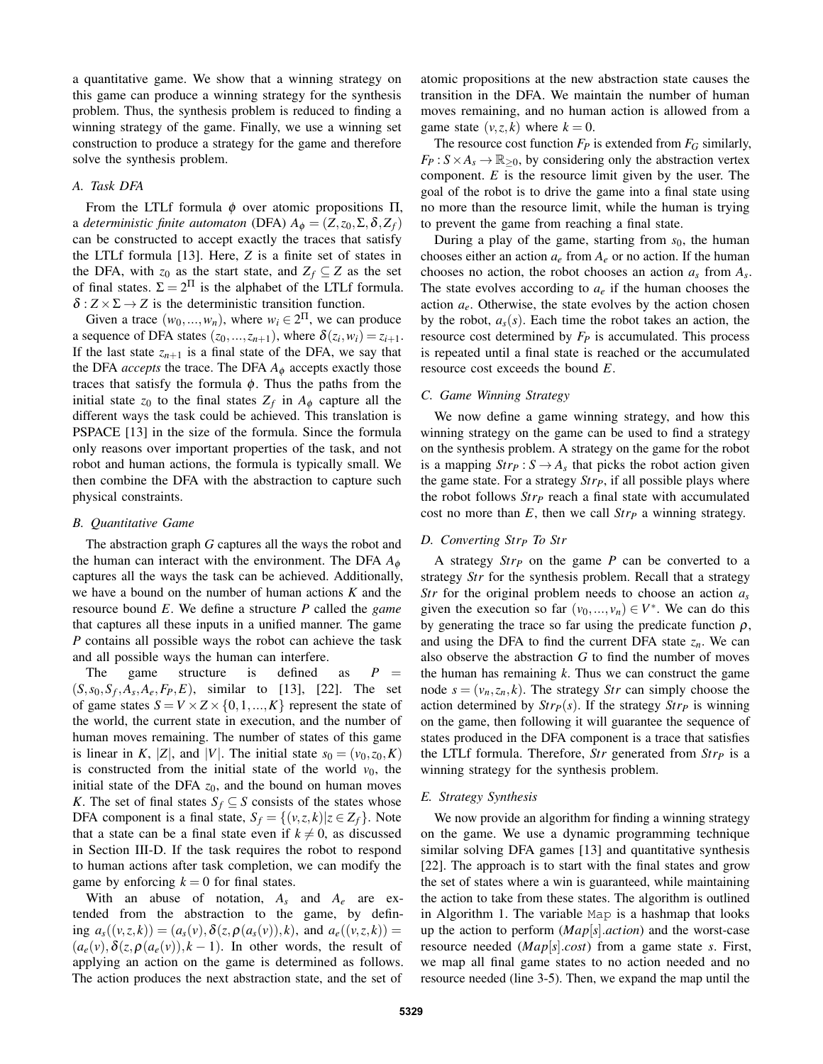a quantitative game. We show that a winning strategy on this game can produce a winning strategy for the synthesis problem. Thus, the synthesis problem is reduced to finding a winning strategy of the game. Finally, we use a winning set construction to produce a strategy for the game and therefore solve the synthesis problem.

### A. Task DFA

From the LTLf formula $\phi$ over atomic propositions $\Pi$, a *deterministic finite automaton* (DFA) $A_\phi = (Z, z_0, \Sigma, \delta, Z_f)$ can be constructed to accept exactly the traces that satisfy the LTLf formula [13]. Here, $Z$ is a finite set of states in the DFA, with $z_0$ as the start state, and $Z_f \subseteq Z$ as the set of final states. $\Sigma = 2^\Pi$ is the alphabet of the LTLf formula. $\delta : Z \times \Sigma \to Z$ is the deterministic transition function.

Given a trace $(w_0, ..., w_n)$, where $w_i \in 2^\Pi$, we can produce a sequence of DFA states $(z_0, ..., z_{n+1})$, where $\delta(z_i, w_i) = z_{i+1}$. If the last state $z_{n+1}$ is a final state of the DFA, we say that the DFA *accepts* the trace. The DFA $A_\phi$ accepts exactly those traces that satisfy the formula $\phi$. Thus the paths from the initial state $z_0$ to the final states $Z_f$ in $A_\phi$ capture all the different ways the task could be achieved. This translation is PSPACE [13] in the size of the formula. Since the formula only reasons over important properties of the task, and not robot and human actions, the formula is typically small. We then combine the DFA with the abstraction to capture such physical constraints.

### B. Quantitative Game

The abstraction graph $G$ captures all the ways the robot and the human can interact with the environment. The DFA $A_\phi$ captures all the ways the task can be achieved. Additionally, we have a bound on the number of human actions $K$ and the resource bound $E$. We define a structure $P$ called the *game* that captures all these inputs in a unified manner. The game $P$ contains all possible ways the robot can achieve the task and all possible ways the human can interfere.

The game structure is defined as $P = (S, s_0, S_f, A_s, A_e, F_P, E)$, similar to [13], [22]. The set of game states $S = V \times Z \times \{0, 1, ..., K\}$ represent the state of the world, the current state in execution, and the number of human moves remaining. The number of states of this game is linear in $K$, $|Z|$, and $|V|$. The initial state $s_0 = (v_0, z_0, K)$ is constructed from the initial state of the world $v_0$, the initial state of the DFA $z_0$, and the bound on human moves $K$. The set of final states $S_f \subseteq S$ consists of the states whose DFA component is a final state, $S_f = \{(v, z, k) | z \in Z_f\}$. Note that a state can be a final state even if $k \neq 0$, as discussed in Section III-D. If the task requires the robot to respond to human actions after task completion, we can modify the game by enforcing $k = 0$ for final states.

With an abuse of notation, $A_s$ and $A_e$ are extended from the abstraction to the game, by defining $a_s((v, z, k)) = (a_s(v), \delta(z, \rho(a_s(v)), k)$, and $a_e((v, z, k)) = (a_e(v), \delta(z, \rho(a_e(v)), k - 1)$. In other words, the result of applying an action on the game is determined as follows. The action produces the next abstraction state, and the set of atomic propositions at the new abstraction state causes the transition in the DFA. We maintain the number of human moves remaining, and no human action is allowed from a game state $(v, z, k)$ where $k = 0$.

The resource cost function $F_P$ is extended from $F_G$ similarly, $F_P : S \times A_s \to \mathbb{R}_{\geq 0}$, by considering only the abstraction vertex component. $E$ is the resource limit given by the user. The goal of the robot is to drive the game into a final state using no more than the resource limit, while the human is trying to prevent the game from reaching a final state.

During a play of the game, starting from $s_0$, the human chooses either an action $a_e$ from $A_e$ or no action. If the human chooses no action, the robot chooses an action $a_s$ from $A_s$. The state evolves according to $a_e$ if the human chooses the action $a_e$. Otherwise, the state evolves by the action chosen by the robot, $a_s(s)$. Each time the robot takes an action, the resource cost determined by $F_P$ is accumulated. This process is repeated until a final state is reached or the accumulated resource cost exceeds the bound $E$.

### C. Game Winning Strategy

We now define a game winning strategy, and how this winning strategy on the game can be used to find a strategy on the synthesis problem. A strategy on the game for the robot is a mapping $Str_P : S \to A_s$ that picks the robot action given the game state. For a strategy $Str_P$, if all possible plays where the robot follows $Str_P$ reach a final state with accumulated cost no more than $E$, then we call $Str_P$ a winning strategy.

### D. Converting $Str_P$ To $Str$

A strategy $Str_P$ on the game $P$ can be converted to a strategy $Str$ for the synthesis problem. Recall that a strategy $Str$ for the original problem needs to choose an action $a_s$ given the execution so far $(v_0, ..., v_n) \in V^*$. We can do this by generating the trace so far using the predicate function $\rho$, and using the DFA to find the current DFA state $z_n$. We can also observe the abstraction $G$ to find the number of moves the human has remaining $k$. Thus we can construct the game node $s = (v_n, z_n, k)$. The strategy $Str$ can simply choose the action determined by $Str_P(s)$. If the strategy $Str_P$ is winning on the game, then following it will guarantee the sequence of states produced in the DFA component is a trace that satisfies the LTLf formula. Therefore, $Str$ generated from $Str_P$ is a winning strategy for the synthesis problem.

### E. Strategy Synthesis

We now provide an algorithm for finding a winning strategy on the game. We use a dynamic programming technique similar solving DFA games [13] and quantitative synthesis [22]. The approach is to start with the final states and grow the set of states where a win is guaranteed, while maintaining the action to take from these states. The algorithm is outlined in Algorithm 1. The variable Map is a hashmap that looks up the action to perform ($Map[s].action$) and the worst-case resource needed ($Map[s].cost$) from a game state $s$. First, we map all final game states to no action needed and no resource needed (line 3-5). Then, we expand the map until the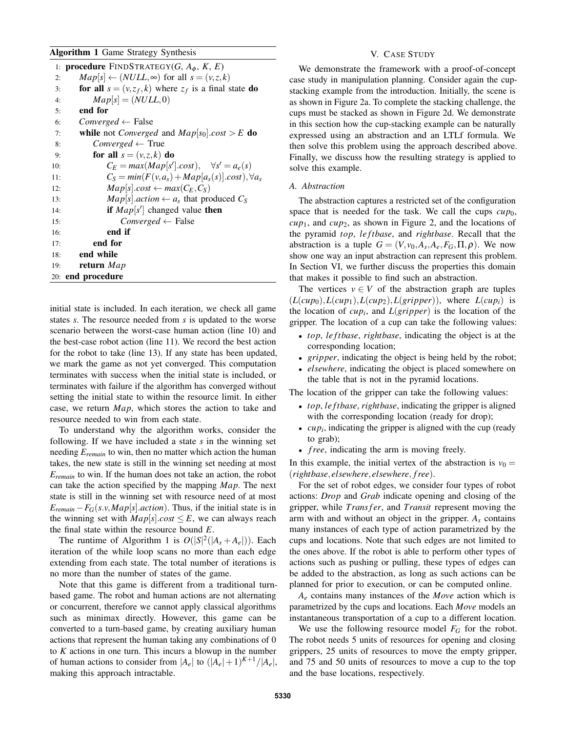**Algorithm 1** Game Strategy Synthesis

```
1:  procedure FINDSTRATEGY(G, A_φ, K, E)
2:      Map[s] ← (NULL, ∞) for all s = (v, z, k)
3:      for all s = (v, z_f, k) where z_f is a final state do
4:          Map[s] = (NULL, 0)
5:      end for
6:      Converged ← False
7:      while not Converged and Map[s_0].cost > E do
8:          Converged ← True
9:          for all s = (v, z, k) do
10:             C_E = max(Map[s'].cost),   ∀s' = a_e(s)
11:             C_S = min(F(v, a_s) + Map[a_s(s)].cost), ∀a_s
12:             Map[s].cost ← max(C_E, C_S)
13:             Map[s].action ← a_s that produced C_S
14:             if Map[s'] changed value then
15:                 Converged ← False
16:             end if
17:         end for
18:     end while
19:     return Map
20: end procedure
```

initial state is included. In each iteration, we check all game states $s$. The resource needed from $s$ is updated to the worse scenario between the worst-case human action (line 10) and the best-case robot action (line 11). We record the best action for the robot to take (line 13). If any state has been updated, we mark the game as not yet converged. This computation terminates with success when the initial state is included, or terminates with failure if the algorithm has converged without setting the initial state to within the resource limit. In either case, we return *Map*, which stores the action to take and resource needed to win from each state.

To understand why the algorithm works, consider the following. If we have included a state $s$ in the winning set needing $E_{remain}$ to win, then no matter which action the human takes, the new state is still in the winning set needing at most $E_{remain}$ to win. If the human does not take an action, the robot can take the action specified by the mapping *Map*. The next state is still in the winning set with resource need of at most $E_{remain} - F_G(s.v, Map[s].action)$. Thus, if the initial state is in the winning set with $Map[s].cost \leq E$, we can always reach the final state within the resource bound $E$.

The runtime of Algorithm 1 is $O(|S|^2(|A_s + A_e|))$. Each iteration of the while loop scans no more than each edge extending from each state. The total number of iterations is no more than the number of states of the game.

Note that this game is different from a traditional turn-based game. The robot and human actions are not alternating or concurrent, therefore we cannot apply classical algorithms such as minimax directly. However, this game can be converted to a turn-based game, by creating auxiliary human actions that represent the human taking any combinations of 0 to $K$ actions in one turn. This incurs a blowup in the number of human actions to consider from $|A_e|$ to $(|A_e|+1)^{K+1}/|A_e|$, making this approach intractable.

## V. Case Study

We demonstrate the framework with a proof-of-concept case study in manipulation planning. Consider again the cup-stacking example from the introduction. Initially, the scene is as shown in Figure 2a. To complete the stacking challenge, the cups must be stacked as shown in Figure 2d. We demonstrate in this section how the cup-stacking example can be naturally expressed using an abstraction and an LTLf formula. We then solve this problem using the approach described above. Finally, we discuss how the resulting strategy is applied to solve this example.

### A. Abstraction

The abstraction captures a restricted set of the configuration space that is needed for the task. We call the cups $cup_0$, $cup_1$, and $cup_2$, as shown in Figure 2, and the locations of the pyramid *top*, *leftbase*, and *rightbase*. Recall that the abstraction is a tuple $G = (V, v_0, A_s, A_e, F_G, \Pi, \rho)$. We now show one way an input abstraction can represent this problem. In Section VI, we further discuss the properties this domain that makes it possible to find such an abstraction.

The vertices $v \in V$ of the abstraction graph are tuples $(L(cup_0), L(cup_1), L(cup_2), L(gripper))$, where $L(cup_i)$ is the location of $cup_i$, and $L(gripper)$ is the location of the gripper. The location of a cup can take the following values:

- *top*, *leftbase*, *rightbase*, indicating the object is at the corresponding location;
- *gripper*, indicating the object is being held by the robot;
- *elsewhere*, indicating the object is placed somewhere on the table that is not in the pyramid locations.

The location of the gripper can take the following values:

- *top*, *leftbase*, *rightbase*, indicating the gripper is aligned with the corresponding location (ready for drop);
- $cup_i$, indicating the gripper is aligned with the cup (ready to grab);
- *free*, indicating the arm is moving freely.

In this example, the initial vertex of the abstraction is $v_0 = (rightbase, elsewhere, elsewhere, free)$.

For the set of robot edges, we consider four types of robot actions: *Drop* and *Grab* indicate opening and closing of the gripper, while *Transfer*, and *Transit* represent moving the arm with and without an object in the gripper. $A_s$ contains many instances of each type of action parametrized by the cups and locations. Note that such edges are not limited to the ones above. If the robot is able to perform other types of actions such as pushing or pulling, these types of edges can be added to the abstraction, as long as such actions can be planned for prior to execution, or can be computed online.

$A_e$ contains many instances of the *Move* action which is parametrized by the cups and locations. Each *Move* models an instantaneous transportation of a cup to a different location.

We use the following resource model $F_G$ for the robot. The robot needs 5 units of resources for opening and closing grippers, 25 units of resources to move the empty gripper, and 75 and 50 units of resources to move a cup to the top and the base locations, respectively.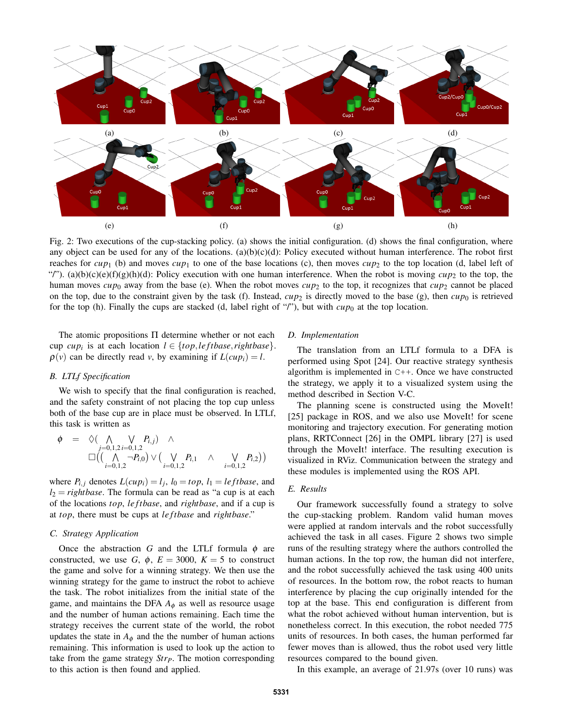Fig. 2: Two executions of the cup-stacking policy. (a) shows the initial configuration. (d) shows the final configuration, where any object can be used for any of the locations. (a)(b)(c)(d): Policy executed without human interference. The robot first reaches for $cup_1$ (b) and moves $cup_1$ to one of the base locations (c), then moves $cup_2$ to the top location (d, label left of "/"). (a)(b)(c)(e)(f)(g)(h)(d): Policy execution with one human interference. When the robot is moving $cup_2$ to the top, the human moves $cup_0$ away from the base (e). When the robot moves $cup_2$ to the top, it recognizes that $cup_2$ cannot be placed on the top, due to the constraint given by the task (f). Instead, $cup_2$ is directly moved to the base (g), then $cup_0$ is retrieved for the top (h). Finally the cups are stacked (d, label right of "/"), but with $cup_0$ at the top location.

The atomic propositions $\Pi$ determine whether or not each cup $cup_i$ is at each location $l \in \{top, leftbase, rightbase\}$. $\rho(v)$ can be directly read $v$, by examining if $L(cup_i) = l$.

### B. LTLf Specification

We wish to specify that the final configuration is reached, and the safety constraint of not placing the top cup unless both of the base cup are in place must be observed. In LTLf, this task is written as

$$\begin{aligned}\phi \quad = \quad & \Diamond\Big(\bigwedge_{j=0,1,2}\bigvee_{i=0,1,2} P_{i,j}\Big) \quad \wedge \\ & \Box\Big(\Big(\bigwedge_{i=0,1,2}\neg P_{i,0}\Big) \vee \Big(\bigvee_{i=0,1,2} P_{i,1} \quad \wedge \quad \bigvee_{i=0,1,2} P_{i,2}\Big)\Big)\end{aligned}$$

where $P_{i,j}$ denotes $L(cup_i) = l_j$, $l_0 = top$, $l_1 = leftbase$, and $l_2 = rightbase$. The formula can be read as "a cup is at each of the locations $top$, $leftbase$, and $rightbase$, and if a cup is at $top$, there must be cups at $leftbase$ and $rightbase$."

### C. Strategy Application

Once the abstraction $G$ and the LTLf formula $\phi$ are constructed, we use $G$, $\phi$, $E = 3000$, $K = 5$ to construct the game and solve for a winning strategy. We then use the winning strategy for the game to instruct the robot to achieve the task. The robot initializes from the initial state of the game, and maintains the DFA $A_\phi$ as well as resource usage and the number of human actions remaining. Each time the strategy receives the current state of the world, the robot updates the state in $A_\phi$ and the the number of human actions remaining. This information is used to look up the action to take from the game strategy $Str_P$. The motion corresponding to this action is then found and applied.

### D. Implementation

The translation from an LTLf formula to a DFA is performed using Spot [24]. Our reactive strategy synthesis algorithm is implemented in C++. Once we have constructed the strategy, we apply it to a visualized system using the method described in Section V-C.

The planning scene is constructed using the MoveIt! [25] package in ROS, and we also use MoveIt! for scene monitoring and trajectory execution. For generating motion plans, RRTConnect [26] in the OMPL library [27] is used through the MoveIt! interface. The resulting execution is visualized in RViz. Communication between the strategy and these modules is implemented using the ROS API.

### E. Results

Our framework successfully found a strategy to solve the cup-stacking problem. Random valid human moves were applied at random intervals and the robot successfully achieved the task in all cases. Figure 2 shows two simple runs of the resulting strategy where the authors controlled the human actions. In the top row, the human did not interfere, and the robot successfully achieved the task using 400 units of resources. In the bottom row, the robot reacts to human interference by placing the cup originally intended for the top at the base. This end configuration is different from what the robot achieved without human intervention, but is nonetheless correct. In this execution, the robot needed 775 units of resources. In both cases, the human performed far fewer moves than is allowed, thus the robot used very little resources compared to the bound given.

In this example, an average of 21.97s (over 10 runs) was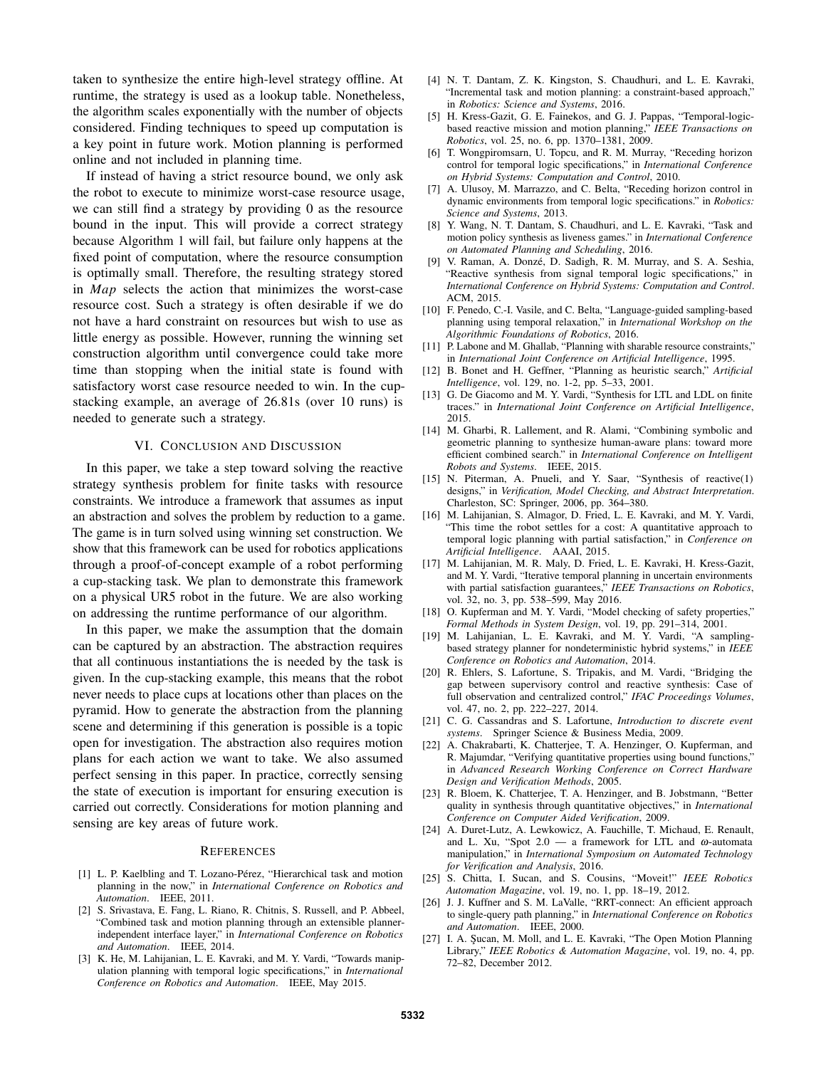taken to synthesize the entire high-level strategy offline. At runtime, the strategy is used as a lookup table. Nonetheless, the algorithm scales exponentially with the number of objects considered. Finding techniques to speed up computation is a key point in future work. Motion planning is performed online and not included in planning time.

If instead of having a strict resource bound, we only ask the robot to execute to minimize worst-case resource usage, we can still find a strategy by providing 0 as the resource bound in the input. This will provide a correct strategy because Algorithm 1 will fail, but failure only happens at the fixed point of computation, where the resource consumption is optimally small. Therefore, the resulting strategy stored in *Map* selects the action that minimizes the worst-case resource cost. Such a strategy is often desirable if we do not have a hard constraint on resources but wish to use as little energy as possible. However, running the winning set construction algorithm until convergence could take more time than stopping when the initial state is found with satisfactory worst case resource needed to win. In the cup-stacking example, an average of 26.81s (over 10 runs) is needed to generate such a strategy.

## VI. Conclusion and Discussion

In this paper, we take a step toward solving the reactive strategy synthesis problem for finite tasks with resource constraints. We introduce a framework that assumes as input an abstraction and solves the problem by reduction to a game. The game is in turn solved using winning set construction. We show that this framework can be used for robotics applications through a proof-of-concept example of a robot performing a cup-stacking task. We plan to demonstrate this framework on a physical UR5 robot in the future. We are also working on addressing the runtime performance of our algorithm.

In this paper, we make the assumption that the domain can be captured by an abstraction. The abstraction requires that all continuous instantiations the is needed by the task is given. In the cup-stacking example, this means that the robot never needs to place cups at locations other than places on the pyramid. How to generate the abstraction from the planning scene and determining if this generation is possible is a topic open for investigation. The abstraction also requires motion plans for each action we want to take. We also assumed perfect sensing in this paper. In practice, correctly sensing the state of execution is important for ensuring execution is carried out correctly. Considerations for motion planning and sensing are key areas of future work.

## References

[1] L. P. Kaelbling and T. Lozano-Pérez, "Hierarchical task and motion planning in the now," in *International Conference on Robotics and Automation*. IEEE, 2011.

[2] S. Srivastava, E. Fang, L. Riano, R. Chitnis, S. Russell, and P. Abbeel, "Combined task and motion planning through an extensible planner-independent interface layer," in *International Conference on Robotics and Automation*. IEEE, 2014.

[3] K. He, M. Lahijanian, L. E. Kavraki, and M. Y. Vardi, "Towards manipulation planning with temporal logic specifications," in *International Conference on Robotics and Automation*. IEEE, May 2015.

[4] N. T. Dantam, Z. K. Kingston, S. Chaudhuri, and L. E. Kavraki, "Incremental task and motion planning: a constraint-based approach," in *Robotics: Science and Systems*, 2016.

[5] H. Kress-Gazit, G. E. Fainekos, and G. J. Pappas, "Temporal-logic-based reactive mission and motion planning," *IEEE Transactions on Robotics*, vol. 25, no. 6, pp. 1370–1381, 2009.

[6] T. Wongpiromsarn, U. Topcu, and R. M. Murray, "Receding horizon control for temporal logic specifications," in *International Conference on Hybrid Systems: Computation and Control*, 2010.

[7] A. Ulusoy, M. Marrazzo, and C. Belta, "Receding horizon control in dynamic environments from temporal logic specifications." in *Robotics: Science and Systems*, 2013.

[8] Y. Wang, N. T. Dantam, S. Chaudhuri, and L. E. Kavraki, "Task and motion policy synthesis as liveness games." in *International Conference on Automated Planning and Scheduling*, 2016.

[9] V. Raman, A. Donzé, D. Sadigh, R. M. Murray, and S. A. Seshia, "Reactive synthesis from signal temporal logic specifications," in *International Conference on Hybrid Systems: Computation and Control*. ACM, 2015.

[10] F. Penedo, C.-I. Vasile, and C. Belta, "Language-guided sampling-based planning using temporal relaxation," in *International Workshop on the Algorithmic Foundations of Robotics*, 2016.

[11] P. Labone and M. Ghallab, "Planning with sharable resource constraints," in *International Joint Conference on Artificial Intelligence*, 1995.

[12] B. Bonet and H. Geffner, "Planning as heuristic search," *Artificial Intelligence*, vol. 129, no. 1-2, pp. 5–33, 2001.

[13] G. De Giacomo and M. Y. Vardi, "Synthesis for LTL and LDL on finite traces." in *International Joint Conference on Artificial Intelligence*, 2015.

[14] M. Gharbi, R. Lallement, and R. Alami, "Combining symbolic and geometric planning to synthesize human-aware plans: toward more efficient combined search." in *International Conference on Intelligent Robots and Systems*. IEEE, 2015.

[15] N. Piterman, A. Pnueli, and Y. Saar, "Synthesis of reactive(1) designs," in *Verification, Model Checking, and Abstract Interpretation*. Charleston, SC: Springer, 2006, pp. 364–380.

[16] M. Lahijanian, S. Almagor, D. Fried, L. E. Kavraki, and M. Y. Vardi, "This time the robot settles for a cost: A quantitative approach to temporal logic planning with partial satisfaction," in *Conference on Artificial Intelligence*. AAAI, 2015.

[17] M. Lahijanian, M. R. Maly, D. Fried, L. E. Kavraki, H. Kress-Gazit, and M. Y. Vardi, "Iterative temporal planning in uncertain environments with partial satisfaction guarantees," *IEEE Transactions on Robotics*, vol. 32, no. 3, pp. 538–599, May 2016.

[18] O. Kupferman and M. Y. Vardi, "Model checking of safety properties," *Formal Methods in System Design*, vol. 19, pp. 291–314, 2001.

[19] M. Lahijanian, L. E. Kavraki, and M. Y. Vardi, "A sampling-based strategy planner for nondeterministic hybrid systems," in *IEEE Conference on Robotics and Automation*, 2014.

[20] R. Ehlers, S. Lafortune, S. Tripakis, and M. Vardi, "Bridging the gap between supervisory control and reactive synthesis: Case of full observation and centralized control," *IFAC Proceedings Volumes*, vol. 47, no. 2, pp. 222–227, 2014.

[21] C. G. Cassandras and S. Lafortune, *Introduction to discrete event systems*. Springer Science & Business Media, 2009.

[22] A. Chakrabarti, K. Chatterjee, T. A. Henzinger, O. Kupferman, and R. Majumdar, "Verifying quantitative properties using bound functions," in *Advanced Research Working Conference on Correct Hardware Design and Verification Methods*, 2005.

[23] R. Bloem, K. Chatterjee, T. A. Henzinger, and B. Jobstmann, "Better quality in synthesis through quantitative objectives," in *International Conference on Computer Aided Verification*, 2009.

[24] A. Duret-Lutz, A. Lewkowicz, A. Fauchille, T. Michaud, E. Renault, and L. Xu, "Spot 2.0 — a framework for LTL and $\omega$-automata manipulation," in *International Symposium on Automated Technology for Verification and Analysis*, 2016.

[25] S. Chitta, I. Sucan, and S. Cousins, "Moveit!" *IEEE Robotics Automation Magazine*, vol. 19, no. 1, pp. 18–19, 2012.

[26] J. J. Kuffner and S. M. LaValle, "RRT-connect: An efficient approach to single-query path planning," in *International Conference on Robotics and Automation*. IEEE, 2000.

[27] I. A. Şucan, M. Moll, and L. E. Kavraki, "The Open Motion Planning Library," *IEEE Robotics & Automation Magazine*, vol. 19, no. 4, pp. 72–82, December 2012.